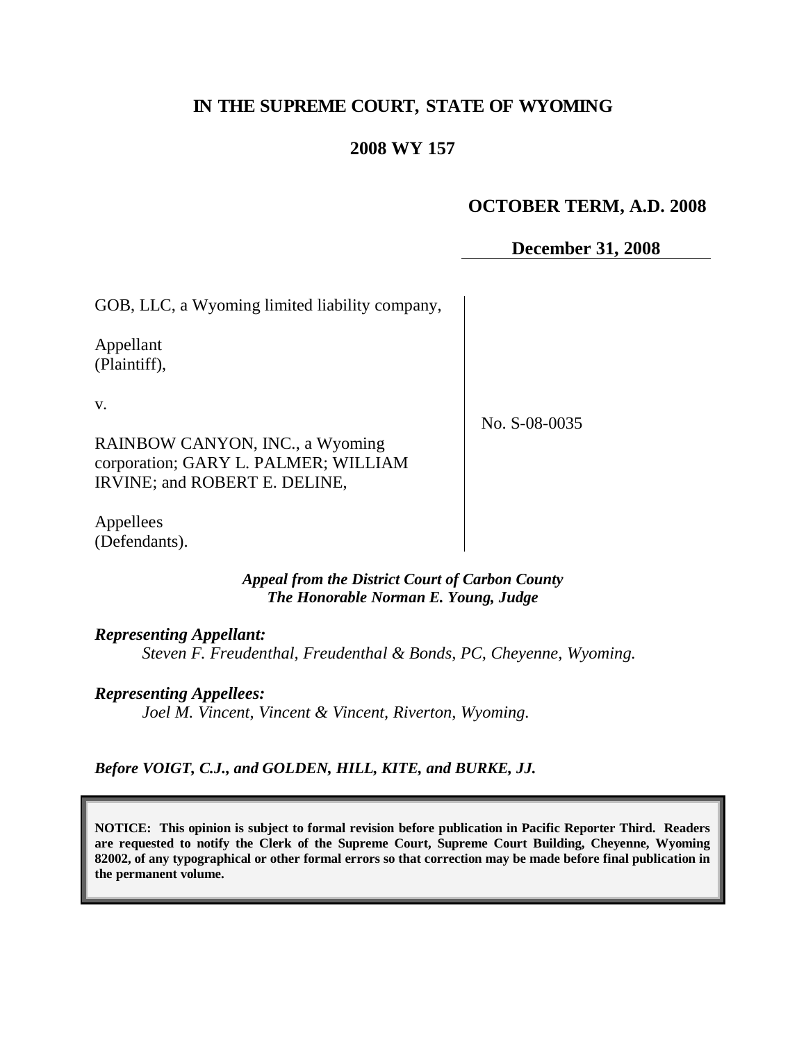# IN THE SUPREME COURT, STATE OF WYOMING

## 2008 WY 157

**OCTOBER TERM, A.D. 2008**

**December 31, 2008**

GOB, LLC, a Wyoming limited liability company,

Appellant
(Plaintiff),

v.

RAINBOW CANYON, INC., a Wyoming corporation; GARY L. PALMER; WILLIAM IRVINE; and ROBERT E. DELINE,

Appellees
(Defendants).

No. S-08-0035

***Appeal from the District Court of Carbon County***
***The Honorable Norman E. Young, Judge***

***Representing Appellant:***
*Steven F. Freudenthal, Freudenthal & Bonds, PC, Cheyenne, Wyoming.*

***Representing Appellees:***
*Joel M. Vincent, Vincent & Vincent, Riverton, Wyoming.*

***Before VOIGT, C.J., and GOLDEN, HILL, KITE, and BURKE, JJ.***

**NOTICE: This opinion is subject to formal revision before publication in Pacific Reporter Third. Readers are requested to notify the Clerk of the Supreme Court, Supreme Court Building, Cheyenne, Wyoming 82002, of any typographical or other formal errors so that correction may be made before final publication in the permanent volume.**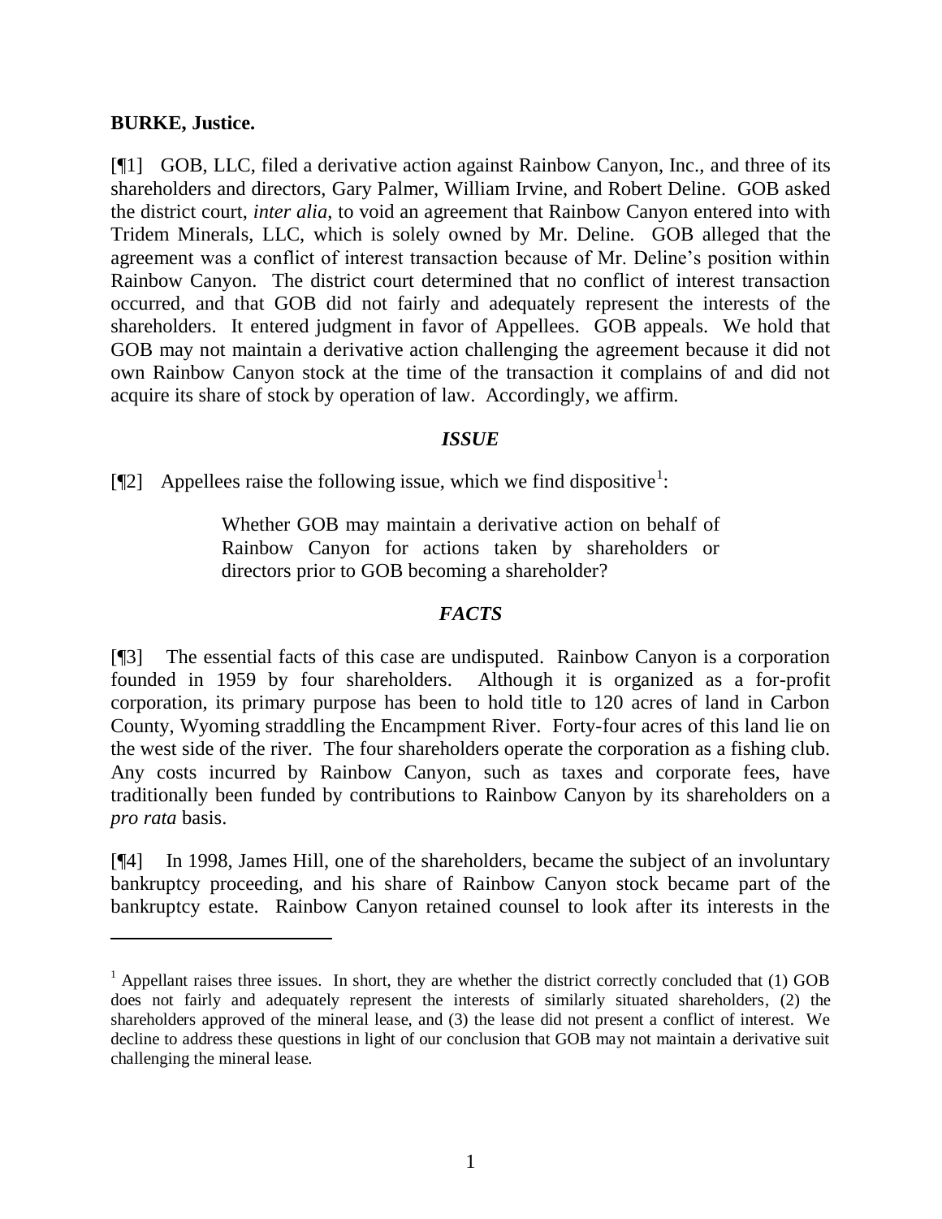**BURKE, Justice.**

[¶1] GOB, LLC, filed a derivative action against Rainbow Canyon, Inc., and three of its shareholders and directors, Gary Palmer, William Irvine, and Robert Deline. GOB asked the district court, *inter alia*, to void an agreement that Rainbow Canyon entered into with Tridem Minerals, LLC, which is solely owned by Mr. Deline. GOB alleged that the agreement was a conflict of interest transaction because of Mr. Deline's position within Rainbow Canyon. The district court determined that no conflict of interest transaction occurred, and that GOB did not fairly and adequately represent the interests of the shareholders. It entered judgment in favor of Appellees. GOB appeals. We hold that GOB may not maintain a derivative action challenging the agreement because it did not own Rainbow Canyon stock at the time of the transaction it complains of and did not acquire its share of stock by operation of law. Accordingly, we affirm.

### *ISSUE*

[¶2] Appellees raise the following issue, which we find dispositive[1]:

> Whether GOB may maintain a derivative action on behalf of Rainbow Canyon for actions taken by shareholders or directors prior to GOB becoming a shareholder?

### *FACTS*

[¶3] The essential facts of this case are undisputed. Rainbow Canyon is a corporation founded in 1959 by four shareholders. Although it is organized as a for-profit corporation, its primary purpose has been to hold title to 120 acres of land in Carbon County, Wyoming straddling the Encampment River. Forty-four acres of this land lie on the west side of the river. The four shareholders operate the corporation as a fishing club. Any costs incurred by Rainbow Canyon, such as taxes and corporate fees, have traditionally been funded by contributions to Rainbow Canyon by its shareholders on a *pro rata* basis.

[¶4] In 1998, James Hill, one of the shareholders, became the subject of an involuntary bankruptcy proceeding, and his share of Rainbow Canyon stock became part of the bankruptcy estate. Rainbow Canyon retained counsel to look after its interests in the

---

[1] Appellant raises three issues. In short, they are whether the district correctly concluded that (1) GOB does not fairly and adequately represent the interests of similarly situated shareholders, (2) the shareholders approved of the mineral lease, and (3) the lease did not present a conflict of interest. We decline to address these questions in light of our conclusion that GOB may not maintain a derivative suit challenging the mineral lease.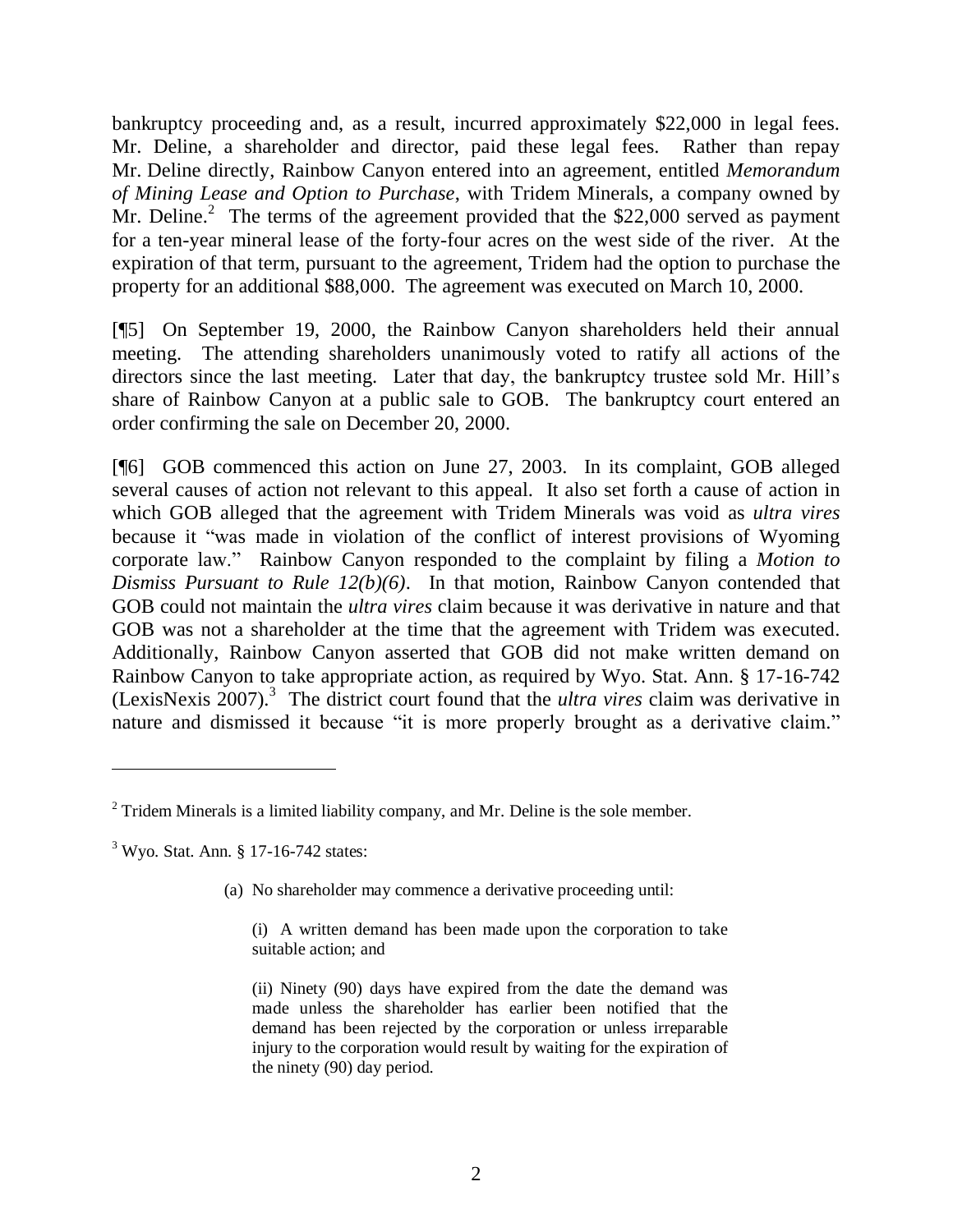bankruptcy proceeding and, as a result, incurred approximately $22,000 in legal fees. Mr. Deline, a shareholder and director, paid these legal fees. Rather than repay Mr. Deline directly, Rainbow Canyon entered into an agreement, entitled *Memorandum of Mining Lease and Option to Purchase*, with Tridem Minerals, a company owned by Mr. Deline.[2] The terms of the agreement provided that the $22,000 served as payment for a ten-year mineral lease of the forty-four acres on the west side of the river. At the expiration of that term, pursuant to the agreement, Tridem had the option to purchase the property for an additional $88,000. The agreement was executed on March 10, 2000.

[¶5] On September 19, 2000, the Rainbow Canyon shareholders held their annual meeting. The attending shareholders unanimously voted to ratify all actions of the directors since the last meeting. Later that day, the bankruptcy trustee sold Mr. Hill's share of Rainbow Canyon at a public sale to GOB. The bankruptcy court entered an order confirming the sale on December 20, 2000.

[¶6] GOB commenced this action on June 27, 2003. In its complaint, GOB alleged several causes of action not relevant to this appeal. It also set forth a cause of action in which GOB alleged that the agreement with Tridem Minerals was void as *ultra vires* because it "was made in violation of the conflict of interest provisions of Wyoming corporate law." Rainbow Canyon responded to the complaint by filing a *Motion to Dismiss Pursuant to Rule 12(b)(6)*. In that motion, Rainbow Canyon contended that GOB could not maintain the *ultra vires* claim because it was derivative in nature and that GOB was not a shareholder at the time that the agreement with Tridem was executed. Additionally, Rainbow Canyon asserted that GOB did not make written demand on Rainbow Canyon to take appropriate action, as required by Wyo. Stat. Ann. § 17-16-742 (LexisNexis 2007).[3] The district court found that the *ultra vires* claim was derivative in nature and dismissed it because "it is more properly brought as a derivative claim."

---

[2] Tridem Minerals is a limited liability company, and Mr. Deline is the sole member.

[3] Wyo. Stat. Ann. § 17-16-742 states:

> (a) No shareholder may commence a derivative proceeding until:
>
> > (i) A written demand has been made upon the corporation to take suitable action; and
> >
> > (ii) Ninety (90) days have expired from the date the demand was made unless the shareholder has earlier been notified that the demand has been rejected by the corporation or unless irreparable injury to the corporation would result by waiting for the expiration of the ninety (90) day period.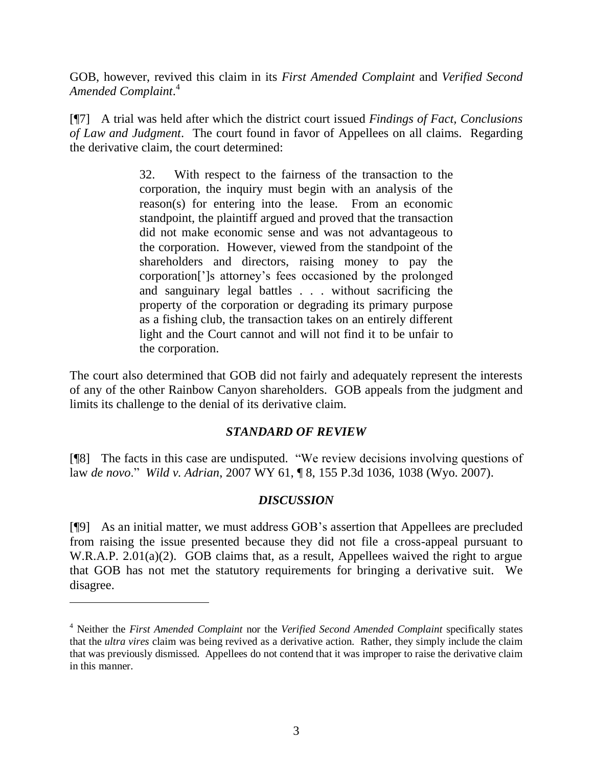GOB, however, revived this claim in its *First Amended Complaint* and *Verified Second Amended Complaint*.[4]

[¶7] A trial was held after which the district court issued *Findings of Fact, Conclusions of Law and Judgment*. The court found in favor of Appellees on all claims. Regarding the derivative claim, the court determined:

> 32. With respect to the fairness of the transaction to the corporation, the inquiry must begin with an analysis of the reason(s) for entering into the lease. From an economic standpoint, the plaintiff argued and proved that the transaction did not make economic sense and was not advantageous to the corporation. However, viewed from the standpoint of the shareholders and directors, raising money to pay the corporation[']s attorney's fees occasioned by the prolonged and sanguinary legal battles . . . without sacrificing the property of the corporation or degrading its primary purpose as a fishing club, the transaction takes on an entirely different light and the Court cannot and will not find it to be unfair to the corporation.

The court also determined that GOB did not fairly and adequately represent the interests of any of the other Rainbow Canyon shareholders. GOB appeals from the judgment and limits its challenge to the denial of its derivative claim.

## *STANDARD OF REVIEW*

[¶8] The facts in this case are undisputed. "We review decisions involving questions of law *de novo*." *Wild v. Adrian*, 2007 WY 61, ¶ 8, 155 P.3d 1036, 1038 (Wyo. 2007).

## *DISCUSSION*

[¶9] As an initial matter, we must address GOB's assertion that Appellees are precluded from raising the issue presented because they did not file a cross-appeal pursuant to W.R.A.P. 2.01(a)(2). GOB claims that, as a result, Appellees waived the right to argue that GOB has not met the statutory requirements for bringing a derivative suit. We disagree.

---

[4] Neither the *First Amended Complaint* nor the *Verified Second Amended Complaint* specifically states that the *ultra vires* claim was being revived as a derivative action. Rather, they simply include the claim that was previously dismissed. Appellees do not contend that it was improper to raise the derivative claim in this manner.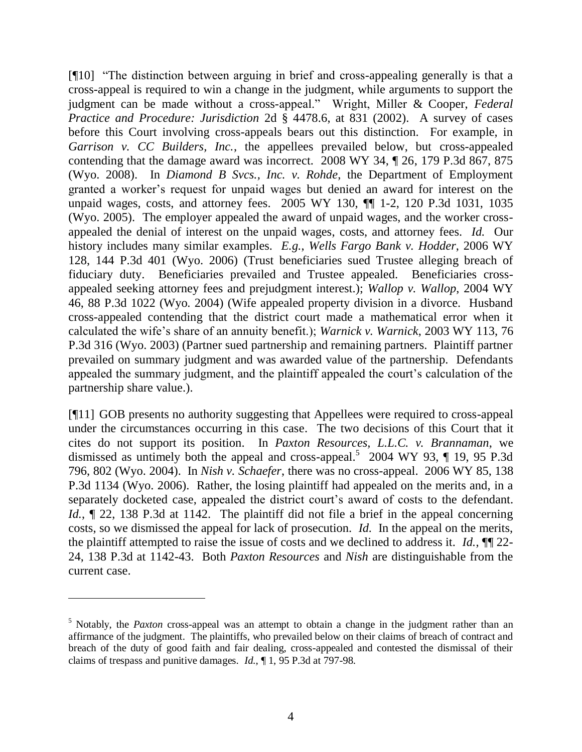[¶10] "The distinction between arguing in brief and cross-appealing generally is that a cross-appeal is required to win a change in the judgment, while arguments to support the judgment can be made without a cross-appeal." Wright, Miller & Cooper, *Federal Practice and Procedure: Jurisdiction* 2d § 4478.6, at 831 (2002). A survey of cases before this Court involving cross-appeals bears out this distinction. For example, in *Garrison v. CC Builders, Inc.*, the appellees prevailed below, but cross-appealed contending that the damage award was incorrect. 2008 WY 34, ¶ 26, 179 P.3d 867, 875 (Wyo. 2008). In *Diamond B Svcs., Inc. v. Rohde*, the Department of Employment granted a worker's request for unpaid wages but denied an award for interest on the unpaid wages, costs, and attorney fees. 2005 WY 130, ¶¶ 1-2, 120 P.3d 1031, 1035 (Wyo. 2005). The employer appealed the award of unpaid wages, and the worker cross-appealed the denial of interest on the unpaid wages, costs, and attorney fees. *Id.* Our history includes many similar examples. *E.g.*, *Wells Fargo Bank v. Hodder*, 2006 WY 128, 144 P.3d 401 (Wyo. 2006) (Trust beneficiaries sued Trustee alleging breach of fiduciary duty. Beneficiaries prevailed and Trustee appealed. Beneficiaries cross-appealed seeking attorney fees and prejudgment interest.); *Wallop v. Wallop*, 2004 WY 46, 88 P.3d 1022 (Wyo. 2004) (Wife appealed property division in a divorce. Husband cross-appealed contending that the district court made a mathematical error when it calculated the wife's share of an annuity benefit.); *Warnick v. Warnick*, 2003 WY 113, 76 P.3d 316 (Wyo. 2003) (Partner sued partnership and remaining partners. Plaintiff partner prevailed on summary judgment and was awarded value of the partnership. Defendants appealed the summary judgment, and the plaintiff appealed the court's calculation of the partnership share value.).

[¶11] GOB presents no authority suggesting that Appellees were required to cross-appeal under the circumstances occurring in this case. The two decisions of this Court that it cites do not support its position. In *Paxton Resources, L.L.C. v. Brannaman*, we dismissed as untimely both the appeal and cross-appeal.[5] 2004 WY 93, ¶ 19, 95 P.3d 796, 802 (Wyo. 2004). In *Nish v. Schaefer*, there was no cross-appeal. 2006 WY 85, 138 P.3d 1134 (Wyo. 2006). Rather, the losing plaintiff had appealed on the merits and, in a separately docketed case, appealed the district court's award of costs to the defendant. *Id.*, ¶ 22, 138 P.3d at 1142. The plaintiff did not file a brief in the appeal concerning costs, so we dismissed the appeal for lack of prosecution. *Id.* In the appeal on the merits, the plaintiff attempted to raise the issue of costs and we declined to address it. *Id.*, ¶¶ 22-24, 138 P.3d at 1142-43. Both *Paxton Resources* and *Nish* are distinguishable from the current case.

---

[5] Notably, the *Paxton* cross-appeal was an attempt to obtain a change in the judgment rather than an affirmance of the judgment. The plaintiffs, who prevailed below on their claims of breach of contract and breach of the duty of good faith and fair dealing, cross-appealed and contested the dismissal of their claims of trespass and punitive damages. *Id.*, ¶ 1, 95 P.3d at 797-98.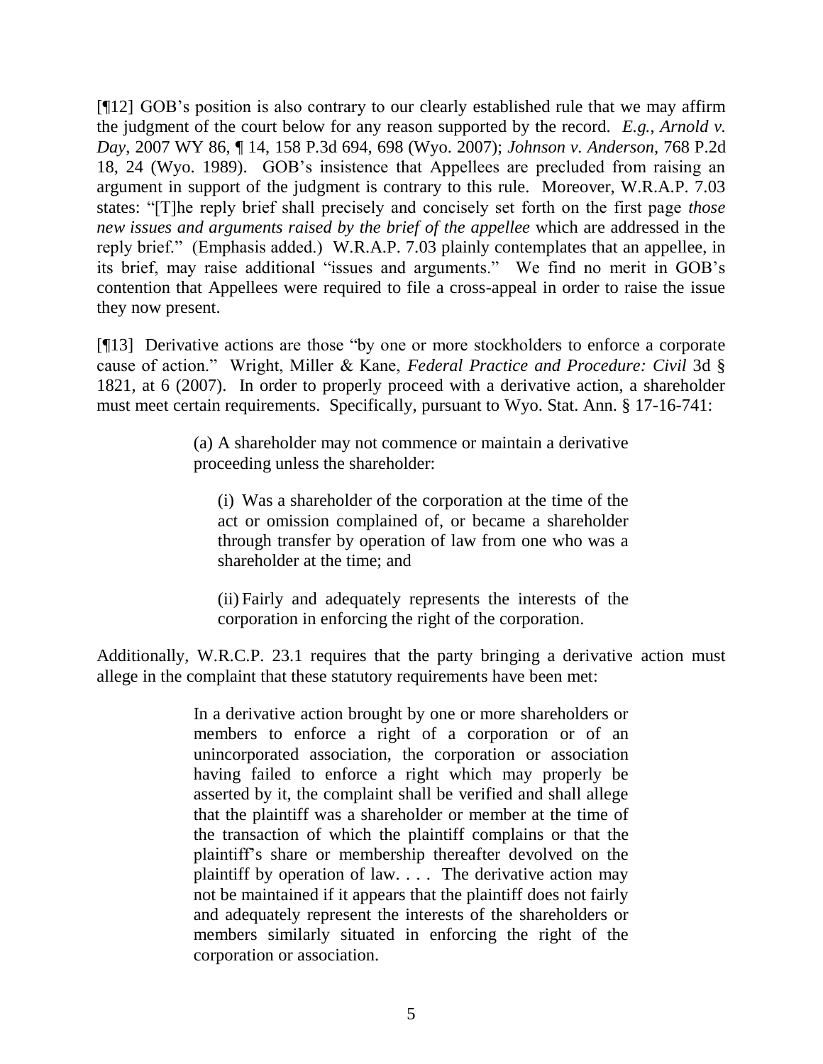[¶12] GOB's position is also contrary to our clearly established rule that we may affirm the judgment of the court below for any reason supported by the record. *E.g., Arnold v. Day*, 2007 WY 86, ¶ 14, 158 P.3d 694, 698 (Wyo. 2007); *Johnson v. Anderson*, 768 P.2d 18, 24 (Wyo. 1989). GOB's insistence that Appellees are precluded from raising an argument in support of the judgment is contrary to this rule. Moreover, W.R.A.P. 7.03 states: "[T]he reply brief shall precisely and concisely set forth on the first page *those new issues and arguments raised by the brief of the appellee* which are addressed in the reply brief." (Emphasis added.) W.R.A.P. 7.03 plainly contemplates that an appellee, in its brief, may raise additional "issues and arguments." We find no merit in GOB's contention that Appellees were required to file a cross-appeal in order to raise the issue they now present.

[¶13] Derivative actions are those "by one or more stockholders to enforce a corporate cause of action." Wright, Miller & Kane, *Federal Practice and Procedure: Civil* 3d § 1821, at 6 (2007). In order to properly proceed with a derivative action, a shareholder must meet certain requirements. Specifically, pursuant to Wyo. Stat. Ann. § 17-16-741:

> (a) A shareholder may not commence or maintain a derivative proceeding unless the shareholder:
>
> > (i) Was a shareholder of the corporation at the time of the act or omission complained of, or became a shareholder through transfer by operation of law from one who was a shareholder at the time; and
> >
> > (ii) Fairly and adequately represents the interests of the corporation in enforcing the right of the corporation.

Additionally, W.R.C.P. 23.1 requires that the party bringing a derivative action must allege in the complaint that these statutory requirements have been met:

> In a derivative action brought by one or more shareholders or members to enforce a right of a corporation or of an unincorporated association, the corporation or association having failed to enforce a right which may properly be asserted by it, the complaint shall be verified and shall allege that the plaintiff was a shareholder or member at the time of the transaction of which the plaintiff complains or that the plaintiff's share or membership thereafter devolved on the plaintiff by operation of law. . . . The derivative action may not be maintained if it appears that the plaintiff does not fairly and adequately represent the interests of the shareholders or members similarly situated in enforcing the right of the corporation or association.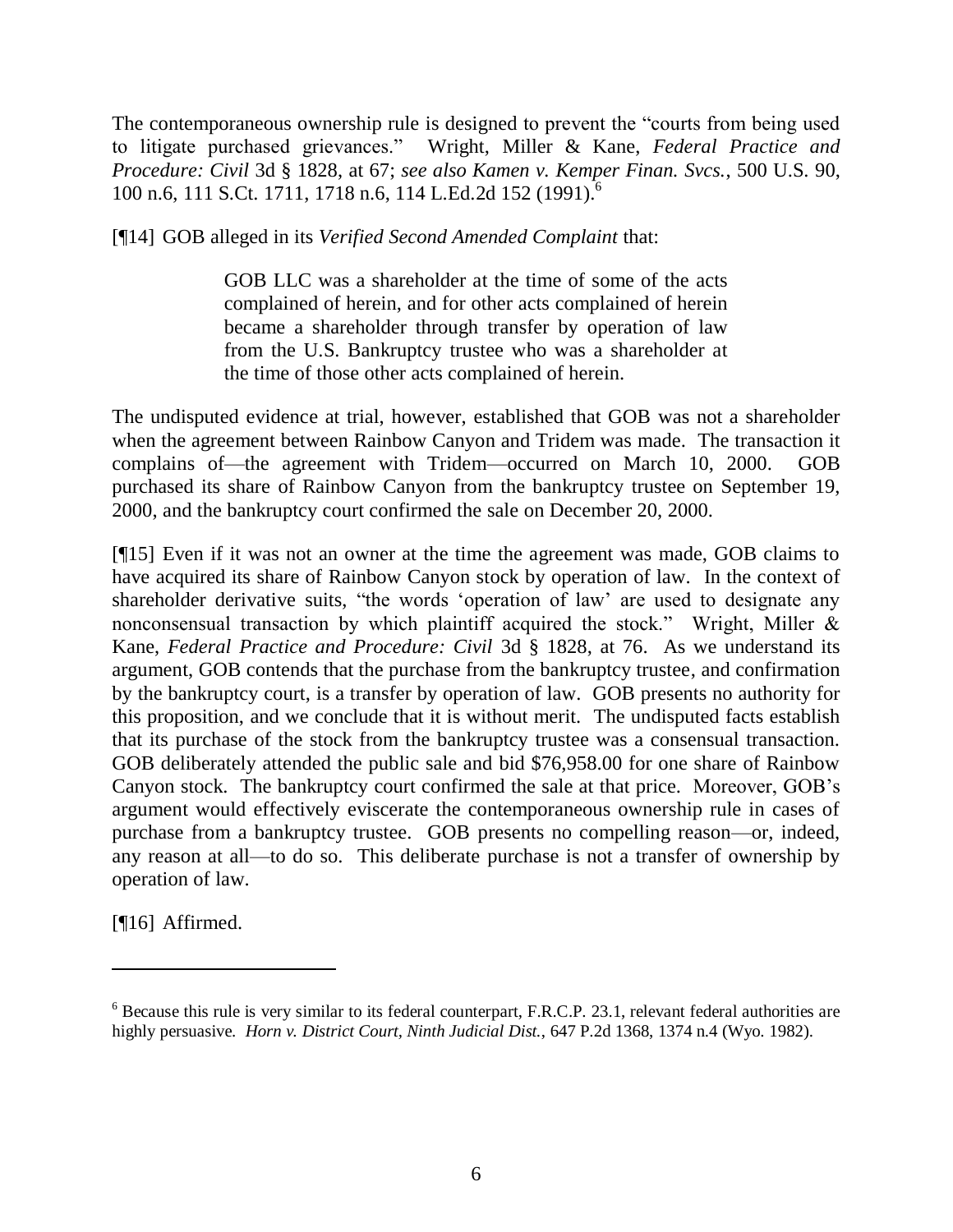The contemporaneous ownership rule is designed to prevent the "courts from being used to litigate purchased grievances." Wright, Miller & Kane, *Federal Practice and Procedure: Civil* 3d § 1828, at 67; *see also Kamen v. Kemper Finan. Svcs.*, 500 U.S. 90, 100 n.6, 111 S.Ct. 1711, 1718 n.6, 114 L.Ed.2d 152 (1991).[6]

[¶14] GOB alleged in its *Verified Second Amended Complaint* that:

> GOB LLC was a shareholder at the time of some of the acts complained of herein, and for other acts complained of herein became a shareholder through transfer by operation of law from the U.S. Bankruptcy trustee who was a shareholder at the time of those other acts complained of herein.

The undisputed evidence at trial, however, established that GOB was not a shareholder when the agreement between Rainbow Canyon and Tridem was made. The transaction it complains of—the agreement with Tridem—occurred on March 10, 2000. GOB purchased its share of Rainbow Canyon from the bankruptcy trustee on September 19, 2000, and the bankruptcy court confirmed the sale on December 20, 2000.

[¶15] Even if it was not an owner at the time the agreement was made, GOB claims to have acquired its share of Rainbow Canyon stock by operation of law. In the context of shareholder derivative suits, "the words 'operation of law' are used to designate any nonconsensual transaction by which plaintiff acquired the stock." Wright, Miller & Kane, *Federal Practice and Procedure: Civil* 3d § 1828, at 76. As we understand its argument, GOB contends that the purchase from the bankruptcy trustee, and confirmation by the bankruptcy court, is a transfer by operation of law. GOB presents no authority for this proposition, and we conclude that it is without merit. The undisputed facts establish that its purchase of the stock from the bankruptcy trustee was a consensual transaction. GOB deliberately attended the public sale and bid $76,958.00 for one share of Rainbow Canyon stock. The bankruptcy court confirmed the sale at that price. Moreover, GOB's argument would effectively eviscerate the contemporaneous ownership rule in cases of purchase from a bankruptcy trustee. GOB presents no compelling reason—or, indeed, any reason at all—to do so. This deliberate purchase is not a transfer of ownership by operation of law.

[¶16] Affirmed.

---

[6] Because this rule is very similar to its federal counterpart, F.R.C.P. 23.1, relevant federal authorities are highly persuasive. *Horn v. District Court, Ninth Judicial Dist.*, 647 P.2d 1368, 1374 n.4 (Wyo. 1982).